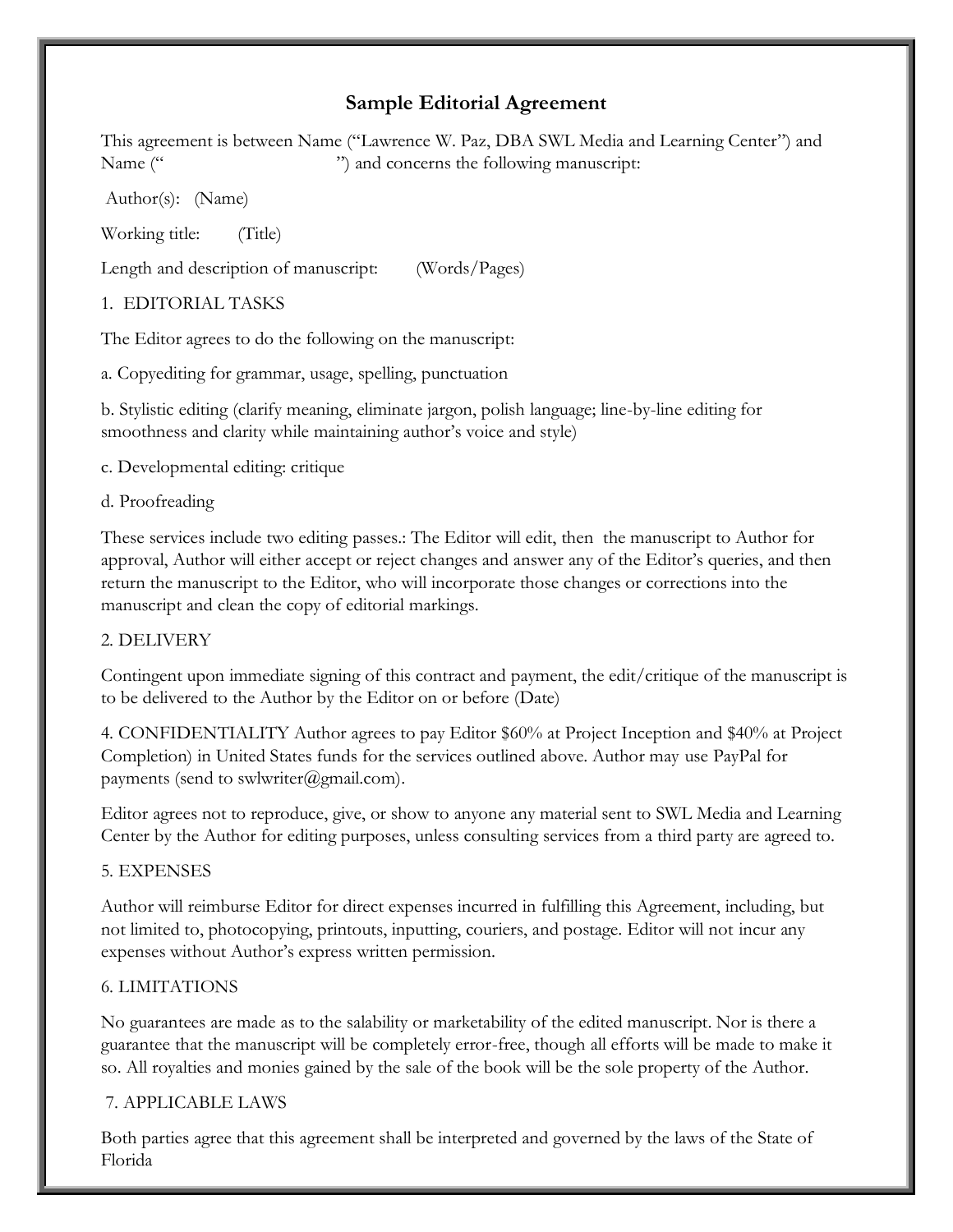# Sample Editorial Agreement

This agreement is between Name ("Lawrence W. Paz, DBA SWL Media and Learning Center") and Name ("                              ") and concerns the following manuscript:

Author(s): (Name)

Working title: (Title)

Length and description of manuscript: (Words/Pages)

1. EDITORIAL TASKS

The Editor agrees to do the following on the manuscript:

a. Copyediting for grammar, usage, spelling, punctuation

b. Stylistic editing (clarify meaning, eliminate jargon, polish language; line-by-line editing for smoothness and clarity while maintaining author's voice and style)

c. Developmental editing: critique

d. Proofreading

These services include two editing passes.: The Editor will edit, then the manuscript to Author for approval, Author will either accept or reject changes and answer any of the Editor's queries, and then return the manuscript to the Editor, who will incorporate those changes or corrections into the manuscript and clean the copy of editorial markings.

2. DELIVERY

Contingent upon immediate signing of this contract and payment, the edit/critique of the manuscript is to be delivered to the Author by the Editor on or before (Date)

4. CONFIDENTIALITY Author agrees to pay Editor $60% at Project Inception and $40% at Project Completion) in United States funds for the services outlined above. Author may use PayPal for payments (send to swlwriter@gmail.com).

Editor agrees not to reproduce, give, or show to anyone any material sent to SWL Media and Learning Center by the Author for editing purposes, unless consulting services from a third party are agreed to.

5. EXPENSES

Author will reimburse Editor for direct expenses incurred in fulfilling this Agreement, including, but not limited to, photocopying, printouts, inputting, couriers, and postage. Editor will not incur any expenses without Author's express written permission.

6. LIMITATIONS

No guarantees are made as to the salability or marketability of the edited manuscript. Nor is there a guarantee that the manuscript will be completely error-free, though all efforts will be made to make it so. All royalties and monies gained by the sale of the book will be the sole property of the Author.

7. APPLICABLE LAWS

Both parties agree that this agreement shall be interpreted and governed by the laws of the State of Florida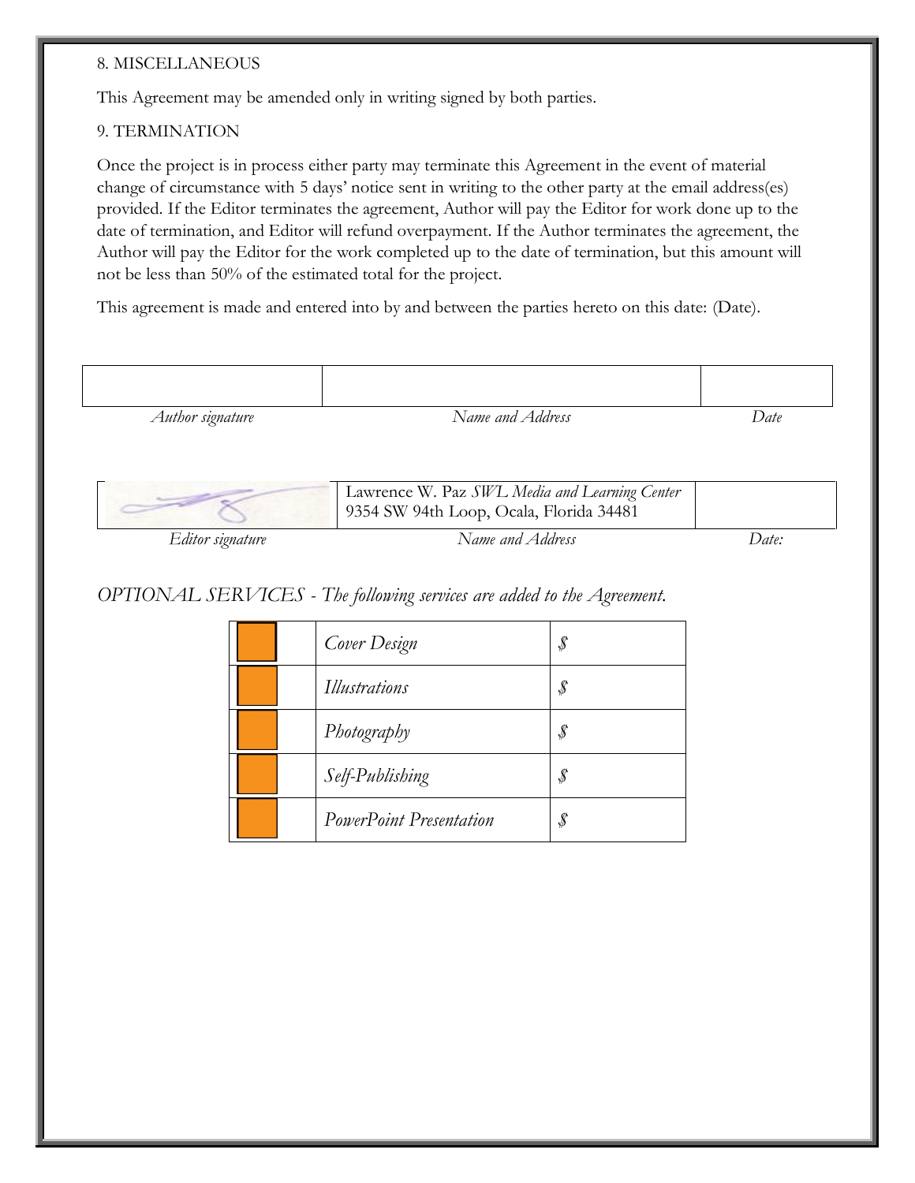8. MISCELLANEOUS

This Agreement may be amended only in writing signed by both parties.

9. TERMINATION

Once the project is in process either party may terminate this Agreement in the event of material change of circumstance with 5 days' notice sent in writing to the other party at the email address(es) provided. If the Editor terminates the agreement, Author will pay the Editor for work done up to the date of termination, and Editor will refund overpayment. If the Author terminates the agreement, the Author will pay the Editor for the work completed up to the date of termination, but this amount will not be less than 50% of the estimated total for the project.

This agreement is made and entered into by and between the parties hereto on this date: (Date).

| | | |
|---|---|---|
| | | |
| *Author signature* | *Name and Address* | *Date* |

| | | |
|---|---|---|
| | Lawrence W. Paz *SWL Media and Learning Center* 9354 SW 94th Loop, Ocala, Florida 34481 | |
| *Editor signature* | *Name and Address* | *Date:* |

*OPTIONAL SERVICES - The following services are added to the Agreement.*

| | | |
|---|---|---|
| | *Cover Design* | *$* |
| | *Illustrations* | *$* |
| | *Photography* | *$* |
| | *Self-Publishing* | *$* |
| | *PowerPoint Presentation* | *$* |